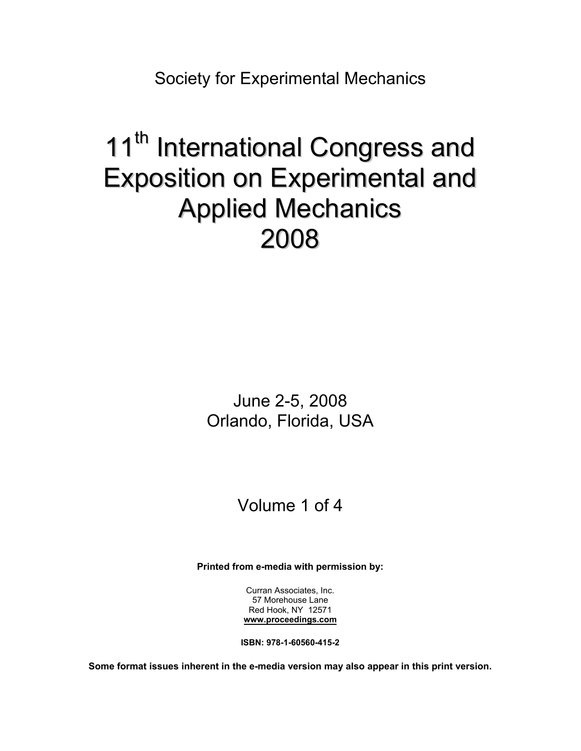Society for Experimental Mechanics

# $11^{th}$ International Congress and Exposition on Experimental and Applied Mechanics 2008

June 2-5, 2008
Orlando, Florida, USA

Volume 1 of 4

**Printed from e-media with permission by:**

Curran Associates, Inc.
57 Morehouse Lane
Red Hook, NY 12571
**www.proceedings.com**

**ISBN: 978-1-60560-415-2**

**Some format issues inherent in the e-media version may also appear in this print version.**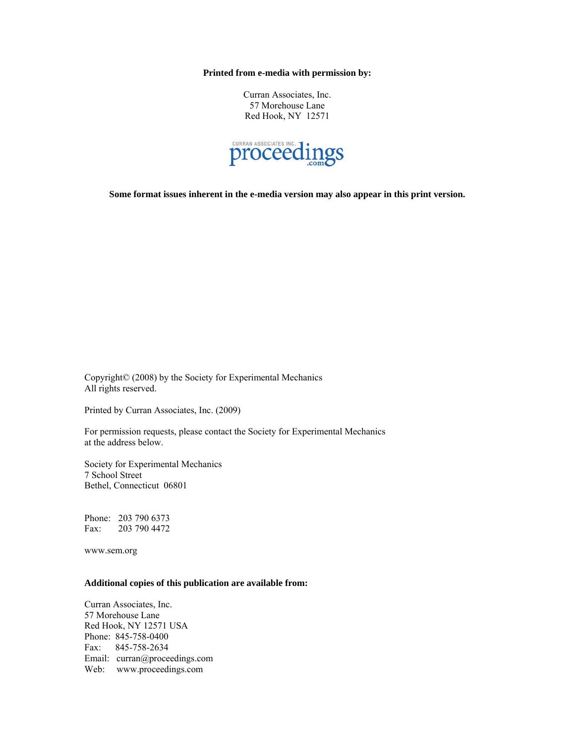**Printed from e-media with permission by:**

Curran Associates, Inc.
57 Morehouse Lane
Red Hook, NY 12571

CURRAN ASSOCIATES INC. proceedings.com

**Some format issues inherent in the e-media version may also appear in this print version.**

Copyright© (2008) by the Society for Experimental Mechanics
All rights reserved.

Printed by Curran Associates, Inc. (2009)

For permission requests, please contact the Society for Experimental Mechanics at the address below.

Society for Experimental Mechanics
7 School Street
Bethel, Connecticut 06801

Phone: 203 790 6373
Fax: 203 790 4472

www.sem.org

**Additional copies of this publication are available from:**

Curran Associates, Inc.
57 Morehouse Lane
Red Hook, NY 12571 USA
Phone: 845-758-0400
Fax: 845-758-2634
Email: curran@proceedings.com
Web: www.proceedings.com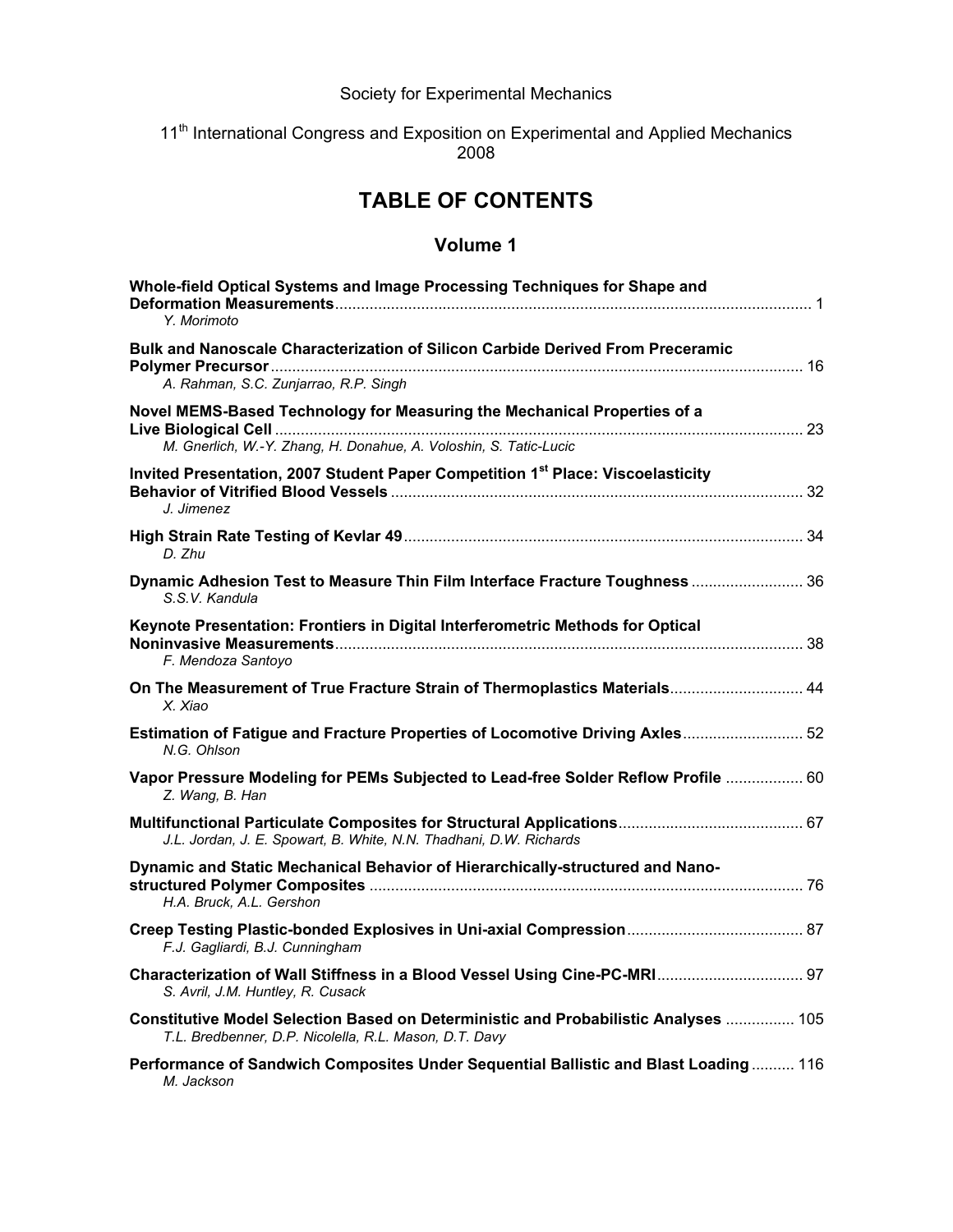Society for Experimental Mechanics

11th International Congress and Exposition on Experimental and Applied Mechanics 2008

# TABLE OF CONTENTS

## Volume 1

**Whole-field Optical Systems and Image Processing Techniques for Shape and Deformation Measurements** ........ 1
*Y. Morimoto*

**Bulk and Nanoscale Characterization of Silicon Carbide Derived From Preceramic Polymer Precursor** ........ 16
*A. Rahman, S.C. Zunjarrao, R.P. Singh*

**Novel MEMS-Based Technology for Measuring the Mechanical Properties of a Live Biological Cell** ........ 23
*M. Gnerlich, W.-Y. Zhang, H. Donahue, A. Voloshin, S. Tatic-Lucic*

**Invited Presentation, 2007 Student Paper Competition 1st Place: Viscoelasticity Behavior of Vitrified Blood Vessels** ........ 32
*J. Jimenez*

**High Strain Rate Testing of Kevlar 49** ........ 34
*D. Zhu*

**Dynamic Adhesion Test to Measure Thin Film Interface Fracture Toughness** ........ 36
*S.S.V. Kandula*

**Keynote Presentation: Frontiers in Digital Interferometric Methods for Optical Noninvasive Measurements** ........ 38
*F. Mendoza Santoyo*

**On The Measurement of True Fracture Strain of Thermoplastics Materials** ........ 44
*X. Xiao*

**Estimation of Fatigue and Fracture Properties of Locomotive Driving Axles** ........ 52
*N.G. Ohlson*

**Vapor Pressure Modeling for PEMs Subjected to Lead-free Solder Reflow Profile** ........ 60
*Z. Wang, B. Han*

**Multifunctional Particulate Composites for Structural Applications** ........ 67
*J.L. Jordan, J. E. Spowart, B. White, N.N. Thadhani, D.W. Richards*

**Dynamic and Static Mechanical Behavior of Hierarchically-structured and Nano-structured Polymer Composites** ........ 76
*H.A. Bruck, A.L. Gershon*

**Creep Testing Plastic-bonded Explosives in Uni-axial Compression** ........ 87
*F.J. Gagliardi, B.J. Cunningham*

**Characterization of Wall Stiffness in a Blood Vessel Using Cine-PC-MRI** ........ 97
*S. Avril, J.M. Huntley, R. Cusack*

**Constitutive Model Selection Based on Deterministic and Probabilistic Analyses** ........ 105
*T.L. Bredbenner, D.P. Nicolella, R.L. Mason, D.T. Davy*

**Performance of Sandwich Composites Under Sequential Ballistic and Blast Loading** ........ 116
*M. Jackson*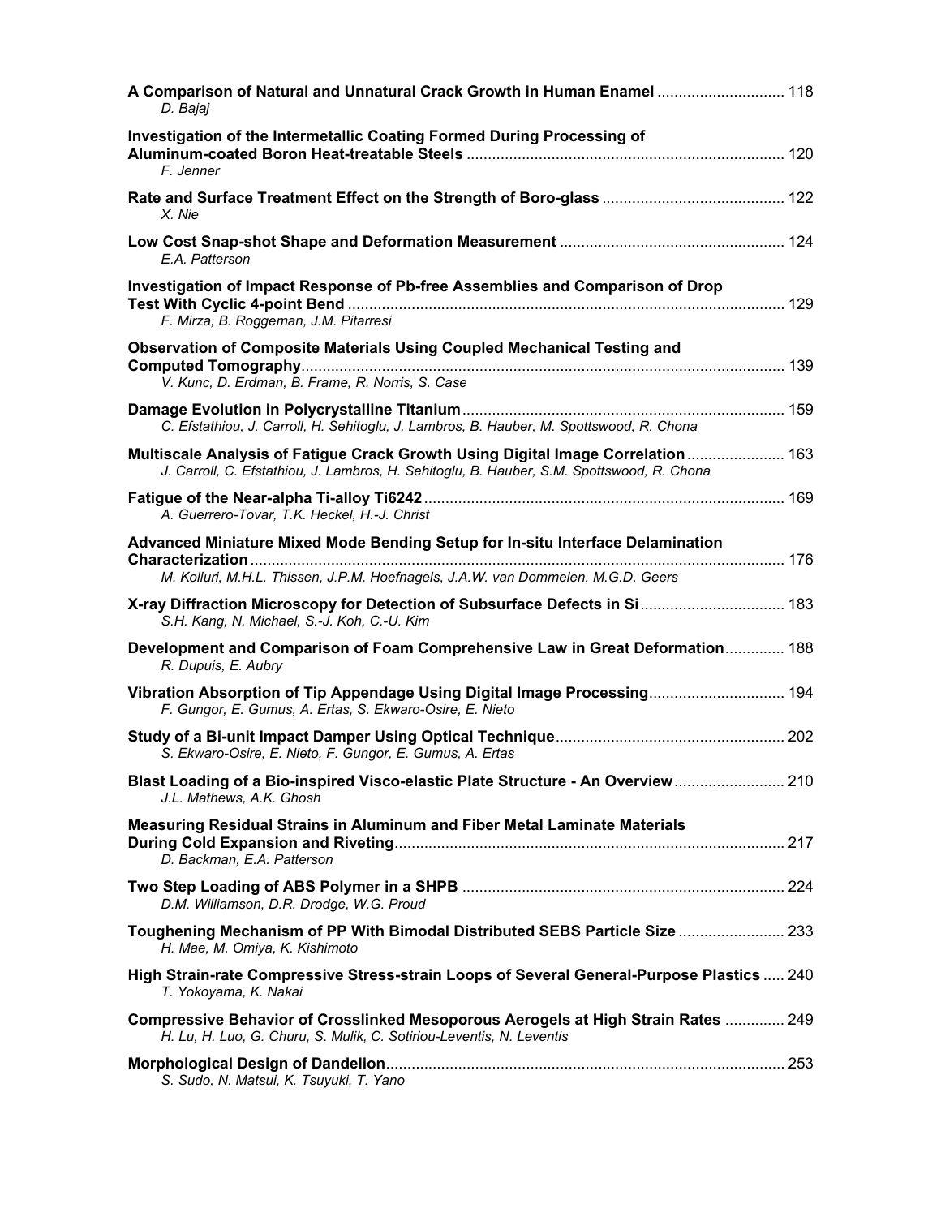**A Comparison of Natural and Unnatural Crack Growth in Human Enamel** ............................. 118
*D. Bajaj*

**Investigation of the Intermetallic Coating Formed During Processing of Aluminum-coated Boron Heat-treatable Steels** .......................................................................... 120
*F. Jenner*

**Rate and Surface Treatment Effect on the Strength of Boro-glass** .......................................... 122
*X. Nie*

**Low Cost Snap-shot Shape and Deformation Measurement** .................................................... 124
*E.A. Patterson*

**Investigation of Impact Response of Pb-free Assemblies and Comparison of Drop Test With Cyclic 4-point Bend** ...................................................................................................... 129
*F. Mirza, B. Roggeman, J.M. Pitarresi*

**Observation of Composite Materials Using Coupled Mechanical Testing and Computed Tomography** ................................................................................................................ 139
*V. Kunc, D. Erdman, B. Frame, R. Norris, S. Case*

**Damage Evolution in Polycrystalline Titanium** ........................................................................... 159
*C. Efstathiou, J. Carroll, H. Sehitoglu, J. Lambros, B. Hauber, M. Spottswood, R. Chona*

**Multiscale Analysis of Fatigue Crack Growth Using Digital Image Correlation** ...................... 163
*J. Carroll, C. Efstathiou, J. Lambros, H. Sehitoglu, B. Hauber, S.M. Spottswood, R. Chona*

**Fatigue of the Near-alpha Ti-alloy Ti6242** .................................................................................... 169
*A. Guerrero-Tovar, T.K. Heckel, H.-J. Christ*

**Advanced Miniature Mixed Mode Bending Setup for In-situ Interface Delamination Characterization** ............................................................................................................................ 176
*M. Kolluri, M.H.L. Thissen, J.P.M. Hoefnagels, J.A.W. van Dommelen, M.G.D. Geers*

**X-ray Diffraction Microscopy for Detection of Subsurface Defects in Si** ................................. 183
*S.H. Kang, N. Michael, S.-J. Koh, C.-U. Kim*

**Development and Comparison of Foam Comprehensive Law in Great Deformation** .............. 188
*R. Dupuis, E. Aubry*

**Vibration Absorption of Tip Appendage Using Digital Image Processing** ............................... 194
*F. Gungor, E. Gumus, A. Ertas, S. Ekwaro-Osire, E. Nieto*

**Study of a Bi-unit Impact Damper Using Optical Technique** ..................................................... 202
*S. Ekwaro-Osire, E. Nieto, F. Gungor, E. Gumus, A. Ertas*

**Blast Loading of a Bio-inspired Visco-elastic Plate Structure - An Overview** .......................... 210
*J.L. Mathews, A.K. Ghosh*

**Measuring Residual Strains in Aluminum and Fiber Metal Laminate Materials During Cold Expansion and Riveting** .......................................................................................... 217
*D. Backman, E.A. Patterson*

**Two Step Loading of ABS Polymer in a SHPB** ........................................................................... 224
*D.M. Williamson, D.R. Drodge, W.G. Proud*

**Toughening Mechanism of PP With Bimodal Distributed SEBS Particle Size** ......................... 233
*H. Mae, M. Omiya, K. Kishimoto*

**High Strain-rate Compressive Stress-strain Loops of Several General-Purpose Plastics** ..... 240
*T. Yokoyama, K. Nakai*

**Compressive Behavior of Crosslinked Mesoporous Aerogels at High Strain Rates** .............. 249
*H. Lu, H. Luo, G. Churu, S. Mulik, C. Sotiriou-Leventis, N. Leventis*

**Morphological Design of Dandelion** ............................................................................................. 253
*S. Sudo, N. Matsui, K. Tsuyuki, T. Yano*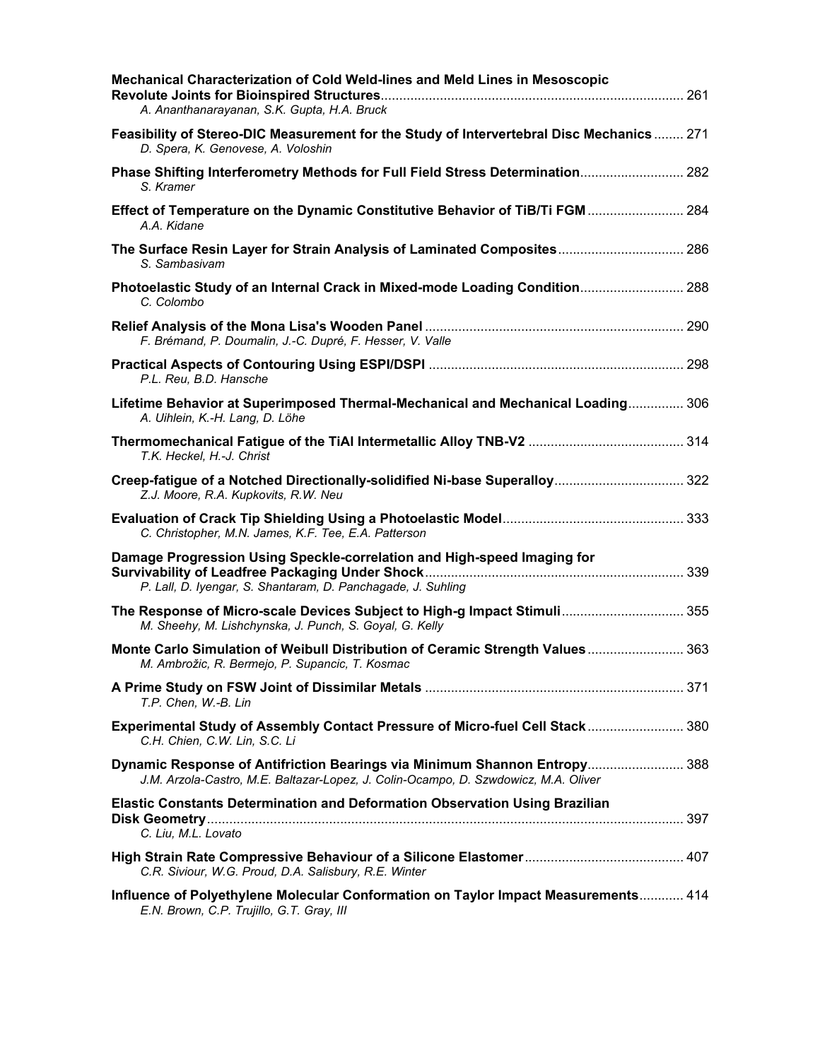**Mechanical Characterization of Cold Weld-lines and Meld Lines in Mesoscopic Revolute Joints for Bioinspired Structures** ........ 261
*A. Ananthanarayanan, S.K. Gupta, H.A. Bruck*

**Feasibility of Stereo-DIC Measurement for the Study of Intervertebral Disc Mechanics** ........ 271
*D. Spera, K. Genovese, A. Voloshin*

**Phase Shifting Interferometry Methods for Full Field Stress Determination** ........ 282
*S. Kramer*

**Effect of Temperature on the Dynamic Constitutive Behavior of TiB/Ti FGM** ........ 284
*A.A. Kidane*

**The Surface Resin Layer for Strain Analysis of Laminated Composites** ........ 286
*S. Sambasivam*

**Photoelastic Study of an Internal Crack in Mixed-mode Loading Condition** ........ 288
*C. Colombo*

**Relief Analysis of the Mona Lisa's Wooden Panel** ........ 290
*F. Brémand, P. Doumalin, J.-C. Dupré, F. Hesser, V. Valle*

**Practical Aspects of Contouring Using ESPI/DSPI** ........ 298
*P.L. Reu, B.D. Hansche*

**Lifetime Behavior at Superimposed Thermal-Mechanical and Mechanical Loading** ........ 306
*A. Uihlein, K.-H. Lang, D. Löhe*

**Thermomechanical Fatigue of the TiAl Intermetallic Alloy TNB-V2** ........ 314
*T.K. Heckel, H.-J. Christ*

**Creep-fatigue of a Notched Directionally-solidified Ni-base Superalloy** ........ 322
*Z.J. Moore, R.A. Kupkovits, R.W. Neu*

**Evaluation of Crack Tip Shielding Using a Photoelastic Model** ........ 333
*C. Christopher, M.N. James, K.F. Tee, E.A. Patterson*

**Damage Progression Using Speckle-correlation and High-speed Imaging for Survivability of Leadfree Packaging Under Shock** ........ 339
*P. Lall, D. Iyengar, S. Shantaram, D. Panchagade, J. Suhling*

**The Response of Micro-scale Devices Subject to High-g Impact Stimuli** ........ 355
*M. Sheehy, M. Lishchynska, J. Punch, S. Goyal, G. Kelly*

**Monte Carlo Simulation of Weibull Distribution of Ceramic Strength Values** ........ 363
*M. Ambrožic, R. Bermejo, P. Supancic, T. Kosmac*

**A Prime Study on FSW Joint of Dissimilar Metals** ........ 371
*T.P. Chen, W.-B. Lin*

**Experimental Study of Assembly Contact Pressure of Micro-fuel Cell Stack** ........ 380
*C.H. Chien, C.W. Lin, S.C. Li*

**Dynamic Response of Antifriction Bearings via Minimum Shannon Entropy** ........ 388
*J.M. Arzola-Castro, M.E. Baltazar-Lopez, J. Colin-Ocampo, D. Szwdowicz, M.A. Oliver*

**Elastic Constants Determination and Deformation Observation Using Brazilian Disk Geometry** ........ 397
*C. Liu, M.L. Lovato*

**High Strain Rate Compressive Behaviour of a Silicone Elastomer** ........ 407
*C.R. Siviour, W.G. Proud, D.A. Salisbury, R.E. Winter*

**Influence of Polyethylene Molecular Conformation on Taylor Impact Measurements** ........ 414
*E.N. Brown, C.P. Trujillo, G.T. Gray, III*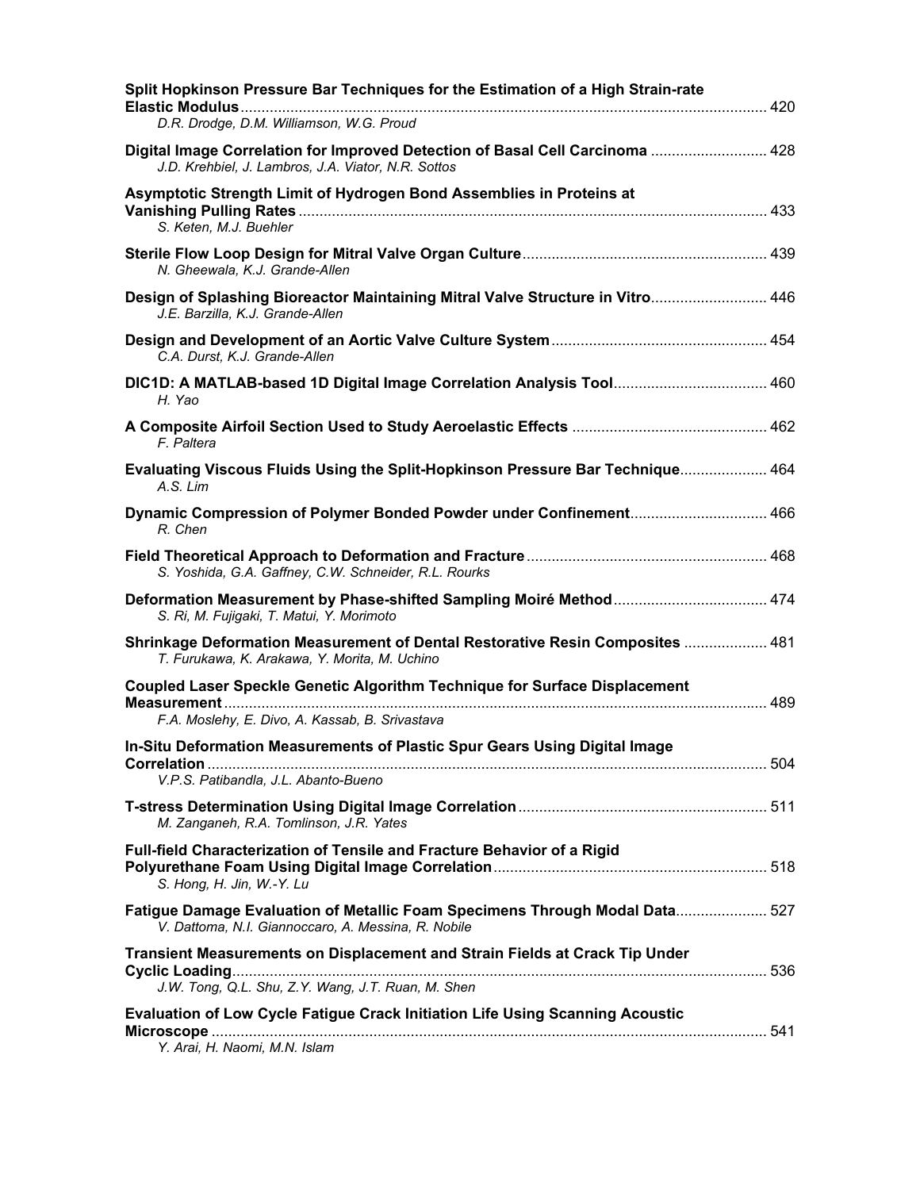**Split Hopkinson Pressure Bar Techniques for the Estimation of a High Strain-rate Elastic Modulus** ........ 420
*D.R. Drodge, D.M. Williamson, W.G. Proud*

**Digital Image Correlation for Improved Detection of Basal Cell Carcinoma** ........ 428
*J.D. Krehbiel, J. Lambros, J.A. Viator, N.R. Sottos*

**Asymptotic Strength Limit of Hydrogen Bond Assemblies in Proteins at Vanishing Pulling Rates** ........ 433
*S. Keten, M.J. Buehler*

**Sterile Flow Loop Design for Mitral Valve Organ Culture** ........ 439
*N. Gheewala, K.J. Grande-Allen*

**Design of Splashing Bioreactor Maintaining Mitral Valve Structure in Vitro** ........ 446
*J.E. Barzilla, K.J. Grande-Allen*

**Design and Development of an Aortic Valve Culture System** ........ 454
*C.A. Durst, K.J. Grande-Allen*

**DIC1D: A MATLAB-based 1D Digital Image Correlation Analysis Tool** ........ 460
*H. Yao*

**A Composite Airfoil Section Used to Study Aeroelastic Effects** ........ 462
*F. Paltera*

**Evaluating Viscous Fluids Using the Split-Hopkinson Pressure Bar Technique** ........ 464
*A.S. Lim*

**Dynamic Compression of Polymer Bonded Powder under Confinement** ........ 466
*R. Chen*

**Field Theoretical Approach to Deformation and Fracture** ........ 468
*S. Yoshida, G.A. Gaffney, C.W. Schneider, R.L. Rourks*

**Deformation Measurement by Phase-shifted Sampling Moiré Method** ........ 474
*S. Ri, M. Fujigaki, T. Matui, Y. Morimoto*

**Shrinkage Deformation Measurement of Dental Restorative Resin Composites** ........ 481
*T. Furukawa, K. Arakawa, Y. Morita, M. Uchino*

**Coupled Laser Speckle Genetic Algorithm Technique for Surface Displacement Measurement** ........ 489
*F.A. Moslehy, E. Divo, A. Kassab, B. Srivastava*

**In-Situ Deformation Measurements of Plastic Spur Gears Using Digital Image Correlation** ........ 504
*V.P.S. Patibandla, J.L. Abanto-Bueno*

**T-stress Determination Using Digital Image Correlation** ........ 511
*M. Zanganeh, R.A. Tomlinson, J.R. Yates*

**Full-field Characterization of Tensile and Fracture Behavior of a Rigid Polyurethane Foam Using Digital Image Correlation** ........ 518
*S. Hong, H. Jin, W.-Y. Lu*

**Fatigue Damage Evaluation of Metallic Foam Specimens Through Modal Data** ........ 527
*V. Dattoma, N.I. Giannoccaro, A. Messina, R. Nobile*

**Transient Measurements on Displacement and Strain Fields at Crack Tip Under Cyclic Loading** ........ 536
*J.W. Tong, Q.L. Shu, Z.Y. Wang, J.T. Ruan, M. Shen*

**Evaluation of Low Cycle Fatigue Crack Initiation Life Using Scanning Acoustic Microscope** ........ 541
*Y. Arai, H. Naomi, M.N. Islam*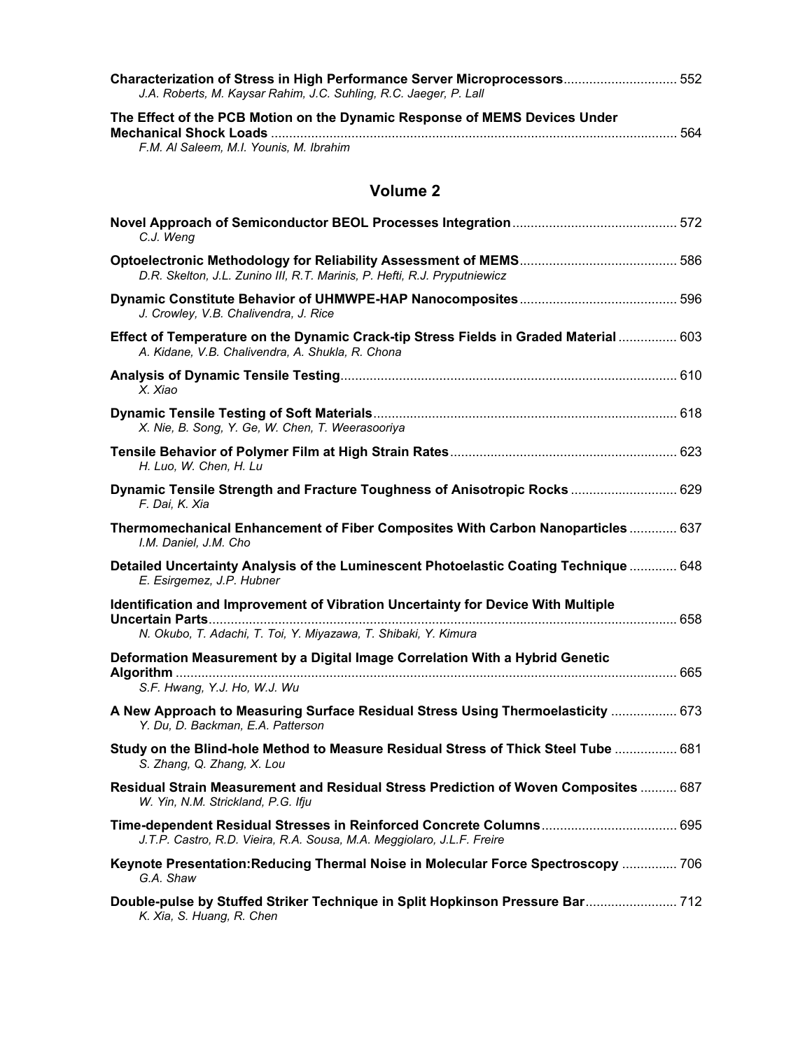**Characterization of Stress in High Performance Server Microprocessors** ... 552
*J.A. Roberts, M. Kaysar Rahim, J.C. Suhling, R.C. Jaeger, P. Lall*

**The Effect of the PCB Motion on the Dynamic Response of MEMS Devices Under Mechanical Shock Loads** ... 564
*F.M. Al Saleem, M.I. Younis, M. Ibrahim*

## Volume 2

**Novel Approach of Semiconductor BEOL Processes Integration** ... 572
*C.J. Weng*

**Optoelectronic Methodology for Reliability Assessment of MEMS** ... 586
*D.R. Skelton, J.L. Zunino III, R.T. Marinis, P. Hefti, R.J. Pryputniewicz*

**Dynamic Constitute Behavior of UHMWPE-HAP Nanocomposites** ... 596
*J. Crowley, V.B. Chalivendra, J. Rice*

**Effect of Temperature on the Dynamic Crack-tip Stress Fields in Graded Material** ... 603
*A. Kidane, V.B. Chalivendra, A. Shukla, R. Chona*

**Analysis of Dynamic Tensile Testing** ... 610
*X. Xiao*

**Dynamic Tensile Testing of Soft Materials** ... 618
*X. Nie, B. Song, Y. Ge, W. Chen, T. Weerasooriya*

**Tensile Behavior of Polymer Film at High Strain Rates** ... 623
*H. Luo, W. Chen, H. Lu*

**Dynamic Tensile Strength and Fracture Toughness of Anisotropic Rocks** ... 629
*F. Dai, K. Xia*

**Thermomechanical Enhancement of Fiber Composites With Carbon Nanoparticles** ... 637
*I.M. Daniel, J.M. Cho*

**Detailed Uncertainty Analysis of the Luminescent Photoelastic Coating Technique** ... 648
*E. Esirgemez, J.P. Hubner*

**Identification and Improvement of Vibration Uncertainty for Device With Multiple Uncertain Parts** ... 658
*N. Okubo, T. Adachi, T. Toi, Y. Miyazawa, T. Shibaki, Y. Kimura*

**Deformation Measurement by a Digital Image Correlation With a Hybrid Genetic Algorithm** ... 665
*S.F. Hwang, Y.J. Ho, W.J. Wu*

**A New Approach to Measuring Surface Residual Stress Using Thermoelasticity** ... 673
*Y. Du, D. Backman, E.A. Patterson*

**Study on the Blind-hole Method to Measure Residual Stress of Thick Steel Tube** ... 681
*S. Zhang, Q. Zhang, X. Lou*

**Residual Strain Measurement and Residual Stress Prediction of Woven Composites** ... 687
*W. Yin, N.M. Strickland, P.G. Ifju*

**Time-dependent Residual Stresses in Reinforced Concrete Columns** ... 695
*J.T.P. Castro, R.D. Vieira, R.A. Sousa, M.A. Meggiolaro, J.L.F. Freire*

**Keynote Presentation:Reducing Thermal Noise in Molecular Force Spectroscopy** ... 706
*G.A. Shaw*

**Double-pulse by Stuffed Striker Technique in Split Hopkinson Pressure Bar** ... 712
*K. Xia, S. Huang, R. Chen*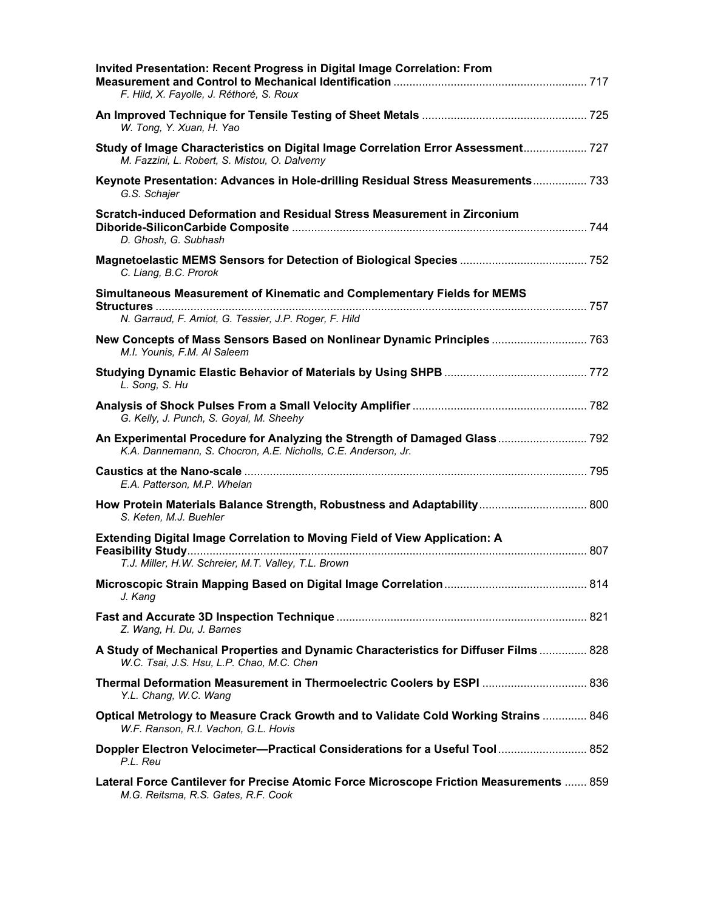**Invited Presentation: Recent Progress in Digital Image Correlation: From Measurement and Control to Mechanical Identification** ............................................................. 717
*F. Hild, X. Fayolle, J. Réthoré, S. Roux*

**An Improved Technique for Tensile Testing of Sheet Metals** ................................................... 725
*W. Tong, Y. Xuan, H. Yao*

**Study of Image Characteristics on Digital Image Correlation Error Assessment** .................... 727
*M. Fazzini, L. Robert, S. Mistou, O. Dalverny*

**Keynote Presentation: Advances in Hole-drilling Residual Stress Measurements** ................. 733
*G.S. Schajer*

**Scratch-induced Deformation and Residual Stress Measurement in Zirconium Diboride-SiliconCarbide Composite** ............................................................................................ 744
*D. Ghosh, G. Subhash*

**Magnetoelastic MEMS Sensors for Detection of Biological Species** ........................................ 752
*C. Liang, B.C. Prorok*

**Simultaneous Measurement of Kinematic and Complementary Fields for MEMS Structures** ..................................................................................................................................... 757
*N. Garraud, F. Amiot, G. Tessier, J.P. Roger, F. Hild*

**New Concepts of Mass Sensors Based on Nonlinear Dynamic Principles** .............................. 763
*M.I. Younis, F.M. Al Saleem*

**Studying Dynamic Elastic Behavior of Materials by Using SHPB** ............................................. 772
*L. Song, S. Hu*

**Analysis of Shock Pulses From a Small Velocity Amplifier** ...................................................... 782
*G. Kelly, J. Punch, S. Goyal, M. Sheehy*

**An Experimental Procedure for Analyzing the Strength of Damaged Glass** ............................ 792
*K.A. Dannemann, S. Chocron, A.E. Nicholls, C.E. Anderson, Jr.*

**Caustics at the Nano-scale** ........................................................................................................... 795
*E.A. Patterson, M.P. Whelan*

**How Protein Materials Balance Strength, Robustness and Adaptability** .................................. 800
*S. Keten, M.J. Buehler*

**Extending Digital Image Correlation to Moving Field of View Application: A Feasibility Study** ............................................................................................................................ 807
*T.J. Miller, H.W. Schreier, M.T. Valley, T.L. Brown*

**Microscopic Strain Mapping Based on Digital Image Correlation** ............................................. 814
*J. Kang*

**Fast and Accurate 3D Inspection Technique** ............................................................................... 821
*Z. Wang, H. Du, J. Barnes*

**A Study of Mechanical Properties and Dynamic Characteristics for Diffuser Films** ............... 828
*W.C. Tsai, J.S. Hsu, L.P. Chao, M.C. Chen*

**Thermal Deformation Measurement in Thermoelectric Coolers by ESPI** ................................. 836
*Y.L. Chang, W.C. Wang*

**Optical Metrology to Measure Crack Growth and to Validate Cold Working Strains** .............. 846
*W.F. Ranson, R.I. Vachon, G.L. Hovis*

**Doppler Electron Velocimeter—Practical Considerations for a Useful Tool** ............................ 852
*P.L. Reu*

**Lateral Force Cantilever for Precise Atomic Force Microscope Friction Measurements** ....... 859
*M.G. Reitsma, R.S. Gates, R.F. Cook*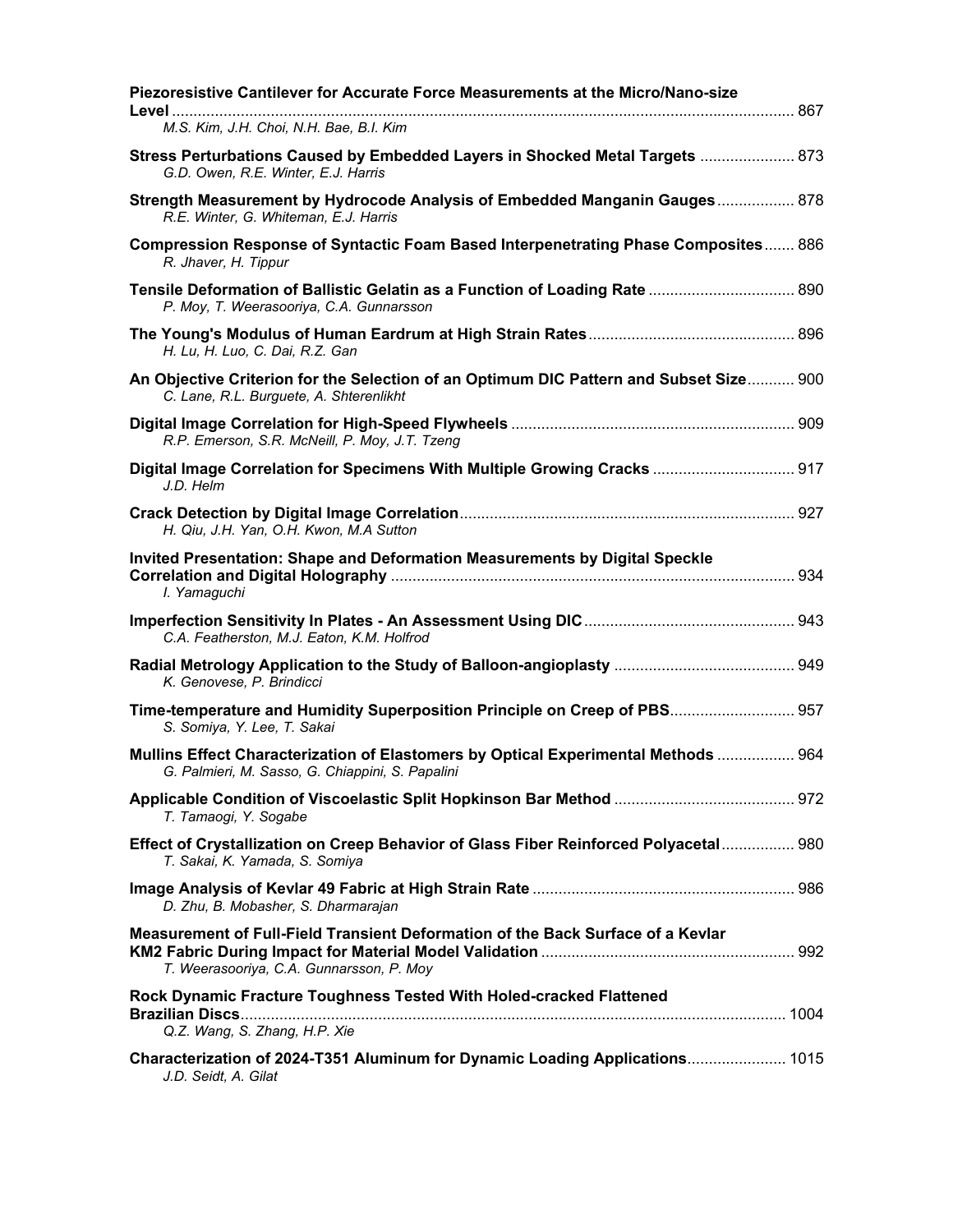**Piezoresistive Cantilever for Accurate Force Measurements at the Micro/Nano-size Level** ........ 867
*M.S. Kim, J.H. Choi, N.H. Bae, B.I. Kim*

**Stress Perturbations Caused by Embedded Layers in Shocked Metal Targets** ........ 873
*G.D. Owen, R.E. Winter, E.J. Harris*

**Strength Measurement by Hydrocode Analysis of Embedded Manganin Gauges** ........ 878
*R.E. Winter, G. Whiteman, E.J. Harris*

**Compression Response of Syntactic Foam Based Interpenetrating Phase Composites** ........ 886
*R. Jhaver, H. Tippur*

**Tensile Deformation of Ballistic Gelatin as a Function of Loading Rate** ........ 890
*P. Moy, T. Weerasooriya, C.A. Gunnarsson*

**The Young's Modulus of Human Eardrum at High Strain Rates** ........ 896
*H. Lu, H. Luo, C. Dai, R.Z. Gan*

**An Objective Criterion for the Selection of an Optimum DIC Pattern and Subset Size** ........ 900
*C. Lane, R.L. Burguete, A. Shterenlikht*

**Digital Image Correlation for High-Speed Flywheels** ........ 909
*R.P. Emerson, S.R. McNeill, P. Moy, J.T. Tzeng*

**Digital Image Correlation for Specimens With Multiple Growing Cracks** ........ 917
*J.D. Helm*

**Crack Detection by Digital Image Correlation** ........ 927
*H. Qiu, J.H. Yan, O.H. Kwon, M.A Sutton*

**Invited Presentation: Shape and Deformation Measurements by Digital Speckle Correlation and Digital Holography** ........ 934
*I. Yamaguchi*

**Imperfection Sensitivity In Plates - An Assessment Using DIC** ........ 943
*C.A. Featherston, M.J. Eaton, K.M. Holfrod*

**Radial Metrology Application to the Study of Balloon-angioplasty** ........ 949
*K. Genovese, P. Brindicci*

**Time-temperature and Humidity Superposition Principle on Creep of PBS** ........ 957
*S. Somiya, Y. Lee, T. Sakai*

**Mullins Effect Characterization of Elastomers by Optical Experimental Methods** ........ 964
*G. Palmieri, M. Sasso, G. Chiappini, S. Papalini*

**Applicable Condition of Viscoelastic Split Hopkinson Bar Method** ........ 972
*T. Tamaogi, Y. Sogabe*

**Effect of Crystallization on Creep Behavior of Glass Fiber Reinforced Polyacetal** ........ 980
*T. Sakai, K. Yamada, S. Somiya*

**Image Analysis of Kevlar 49 Fabric at High Strain Rate** ........ 986
*D. Zhu, B. Mobasher, S. Dharmarajan*

**Measurement of Full-Field Transient Deformation of the Back Surface of a Kevlar KM2 Fabric During Impact for Material Model Validation** ........ 992
*T. Weerasooriya, C.A. Gunnarsson, P. Moy*

**Rock Dynamic Fracture Toughness Tested With Holed-cracked Flattened Brazilian Discs** ........ 1004
*Q.Z. Wang, S. Zhang, H.P. Xie*

**Characterization of 2024-T351 Aluminum for Dynamic Loading Applications** ........ 1015
*J.D. Seidt, A. Gilat*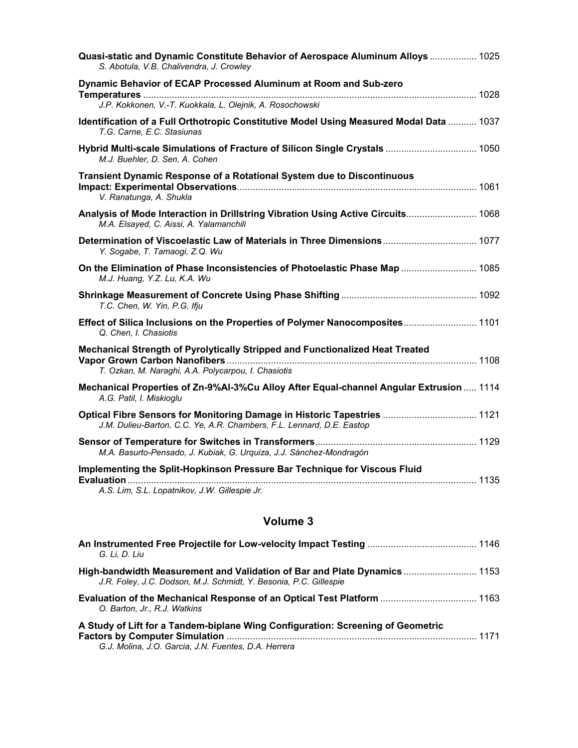**Quasi-static and Dynamic Constitute Behavior of Aerospace Aluminum Alloys** .................. 1025
*S. Abotula, V.B. Chalivendra, J. Crowley*

**Dynamic Behavior of ECAP Processed Aluminum at Room and Sub-zero Temperatures** .................. 1028
*J.P. Kokkonen, V.-T. Kuokkala, L. Olejnik, A. Rosochowski*

**Identification of a Full Orthotropic Constitutive Model Using Measured Modal Data** ........... 1037
*T.G. Carne, E.C. Stasiunas*

**Hybrid Multi-scale Simulations of Fracture of Silicon Single Crystals** .................................. 1050
*M.J. Buehler, D. Sen, A. Cohen*

**Transient Dynamic Response of a Rotational System due to Discontinuous Impact: Experimental Observations** .................. 1061
*V. Ranatunga, A. Shukla*

**Analysis of Mode Interaction in Drillstring Vibration Using Active Circuits** .......................... 1068
*M.A. Elsayed, C. Aissi, A. Yalamanchili*

**Determination of Viscoelastic Law of Materials in Three Dimensions** .................................... 1077
*Y. Sogabe, T. Tamaogi, Z.Q. Wu*

**On the Elimination of Phase Inconsistencies of Photoelastic Phase Map** ............................ 1085
*M.J. Huang, Y.Z. Lu, K.A. Wu*

**Shrinkage Measurement of Concrete Using Phase Shifting** .................................................... 1092
*T.C. Chen, W. Yin, P.G. Ifju*

**Effect of Silica Inclusions on the Properties of Polymer Nanocomposites** ............................ 1101
*Q. Chen, I. Chasiotis*

**Mechanical Strength of Pyrolytically Stripped and Functionalized Heat Treated Vapor Grown Carbon Nanofibers** .................. 1108
*T. Ozkan, M. Naraghi, A.A. Polycarpou, I. Chasiotis*

**Mechanical Properties of Zn-9%Al-3%Cu Alloy After Equal-channel Angular Extrusion** ..... 1114
*A.G. Patil, I. Miskioglu*

**Optical Fibre Sensors for Monitoring Damage in Historic Tapestries** .................................... 1121
*J.M. Dulieu-Barton, C.C. Ye, A.R. Chambers, F.L. Lennard, D.E. Eastop*

**Sensor of Temperature for Switches in Transformers** ............................................................. 1129
*M.A. Basurto-Pensado, J. Kubiak, G. Urquiza, J.J. Sánchez-Mondragón*

**Implementing the Split-Hopkinson Pressure Bar Technique for Viscous Fluid Evaluation** .................. 1135
*A.S. Lim, S.L. Lopatnikov, J.W. Gillespie Jr.*

## Volume 3

**An Instrumented Free Projectile for Low-velocity Impact Testing** .......................................... 1146
*G. Li, D. Liu*

**High-bandwidth Measurement and Validation of Bar and Plate Dynamics** ............................ 1153
*J.R. Foley, J.C. Dodson, M.J. Schmidt, Y. Besonia, P.C. Gillespie*

**Evaluation of the Mechanical Response of an Optical Test Platform** ..................................... 1163
*O. Barton, Jr., R.J. Watkins*

**A Study of Lift for a Tandem-biplane Wing Configuration: Screening of Geometric Factors by Computer Simulation** .................. 1171
*G.J. Molina, J.O. Garcia, J.N. Fuentes, D.A. Herrera*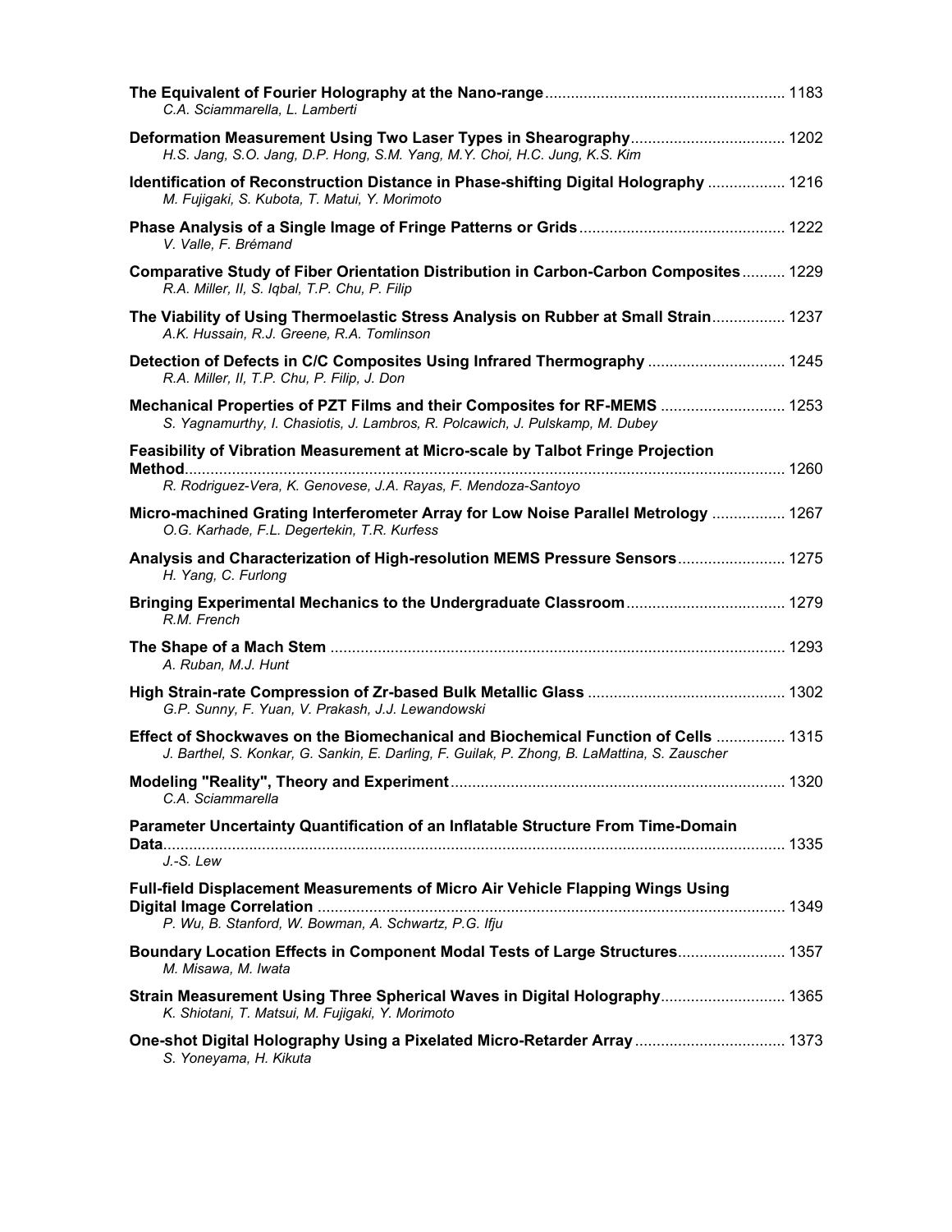**The Equivalent of Fourier Holography at the Nano-range** ........................................................ 1183
*C.A. Sciammarella, L. Lamberti*

**Deformation Measurement Using Two Laser Types in Shearography** .................................... 1202
*H.S. Jang, S.O. Jang, D.P. Hong, S.M. Yang, M.Y. Choi, H.C. Jung, K.S. Kim*

**Identification of Reconstruction Distance in Phase-shifting Digital Holography** .................. 1216
*M. Fujigaki, S. Kubota, T. Matui, Y. Morimoto*

**Phase Analysis of a Single Image of Fringe Patterns or Grids** ................................................ 1222
*V. Valle, F. Brémand*

**Comparative Study of Fiber Orientation Distribution in Carbon-Carbon Composites** .......... 1229
*R.A. Miller, II, S. Iqbal, T.P. Chu, P. Filip*

**The Viability of Using Thermoelastic Stress Analysis on Rubber at Small Strain** ................. 1237
*A.K. Hussain, R.J. Greene, R.A. Tomlinson*

**Detection of Defects in C/C Composites Using Infrared Thermography** ................................ 1245
*R.A. Miller, II, T.P. Chu, P. Filip, J. Don*

**Mechanical Properties of PZT Films and their Composites for RF-MEMS** ............................. 1253
*S. Yagnamurthy, I. Chasiotis, J. Lambros, R. Polcawich, J. Pulskamp, M. Dubey*

**Feasibility of Vibration Measurement at Micro-scale by Talbot Fringe Projection Method** ........................................................................................................................................... 1260
*R. Rodriguez-Vera, K. Genovese, J.A. Rayas, F. Mendoza-Santoyo*

**Micro-machined Grating Interferometer Array for Low Noise Parallel Metrology** ................. 1267
*O.G. Karhade, F.L. Degertekin, T.R. Kurfess*

**Analysis and Characterization of High-resolution MEMS Pressure Sensors** ......................... 1275
*H. Yang, C. Furlong*

**Bringing Experimental Mechanics to the Undergraduate Classroom** ..................................... 1279
*R.M. French*

**The Shape of a Mach Stem** ......................................................................................................... 1293
*A. Ruban, M.J. Hunt*

**High Strain-rate Compression of Zr-based Bulk Metallic Glass** ............................................. 1302
*G.P. Sunny, F. Yuan, V. Prakash, J.J. Lewandowski*

**Effect of Shockwaves on the Biomechanical and Biochemical Function of Cells** ................ 1315
*J. Barthel, S. Konkar, G. Sankin, E. Darling, F. Guilak, P. Zhong, B. LaMattina, S. Zauscher*

**Modeling "Reality", Theory and Experiment** ............................................................................. 1320
*C.A. Sciammarella*

**Parameter Uncertainty Quantification of an Inflatable Structure From Time-Domain Data** ................................................................................................................................................ 1335
*J.-S. Lew*

**Full-field Displacement Measurements of Micro Air Vehicle Flapping Wings Using Digital Image Correlation** ............................................................................................................ 1349
*P. Wu, B. Stanford, W. Bowman, A. Schwartz, P.G. Ifju*

**Boundary Location Effects in Component Modal Tests of Large Structures** ......................... 1357
*M. Misawa, M. Iwata*

**Strain Measurement Using Three Spherical Waves in Digital Holography** ............................. 1365
*K. Shiotani, T. Matsui, M. Fujigaki, Y. Morimoto*

**One-shot Digital Holography Using a Pixelated Micro-Retarder Array** ................................... 1373
*S. Yoneyama, H. Kikuta*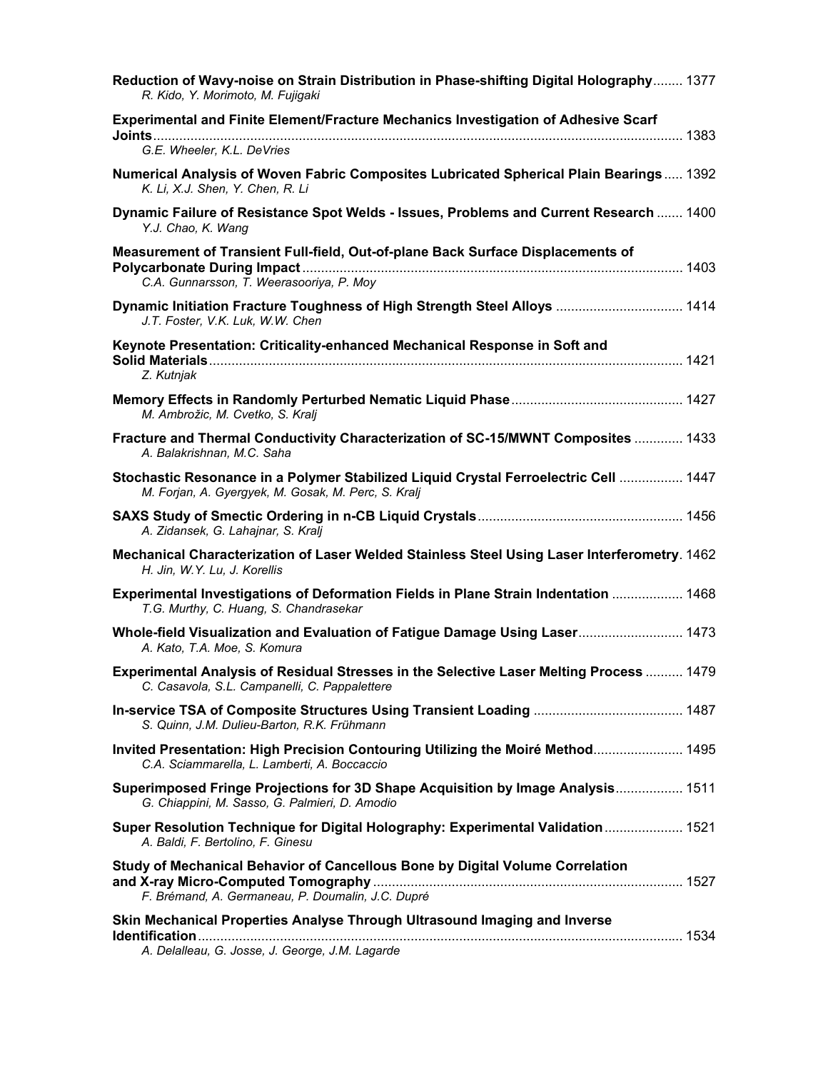**Reduction of Wavy-noise on Strain Distribution in Phase-shifting Digital Holography** ........ 1377
*R. Kido, Y. Morimoto, M. Fujigaki*

**Experimental and Finite Element/Fracture Mechanics Investigation of Adhesive Scarf Joints** ........ 1383
*G.E. Wheeler, K.L. DeVries*

**Numerical Analysis of Woven Fabric Composites Lubricated Spherical Plain Bearings** ........ 1392
*K. Li, X.J. Shen, Y. Chen, R. Li*

**Dynamic Failure of Resistance Spot Welds - Issues, Problems and Current Research** ........ 1400
*Y.J. Chao, K. Wang*

**Measurement of Transient Full-field, Out-of-plane Back Surface Displacements of Polycarbonate During Impact** ........ 1403
*C.A. Gunnarsson, T. Weerasooriya, P. Moy*

**Dynamic Initiation Fracture Toughness of High Strength Steel Alloys** ........ 1414
*J.T. Foster, V.K. Luk, W.W. Chen*

**Keynote Presentation: Criticality-enhanced Mechanical Response in Soft and Solid Materials** ........ 1421
*Z. Kutnjak*

**Memory Effects in Randomly Perturbed Nematic Liquid Phase** ........ 1427
*M. Ambrožic, M. Cvetko, S. Kralj*

**Fracture and Thermal Conductivity Characterization of SC-15/MWNT Composites** ........ 1433
*A. Balakrishnan, M.C. Saha*

**Stochastic Resonance in a Polymer Stabilized Liquid Crystal Ferroelectric Cell** ........ 1447
*M. Forjan, A. Gyergyek, M. Gosak, M. Perc, S. Kralj*

**SAXS Study of Smectic Ordering in n-CB Liquid Crystals** ........ 1456
*A. Zidansek, G. Lahajnar, S. Kralj*

**Mechanical Characterization of Laser Welded Stainless Steel Using Laser Interferometry** ........ 1462
*H. Jin, W.Y. Lu, J. Korellis*

**Experimental Investigations of Deformation Fields in Plane Strain Indentation** ........ 1468
*T.G. Murthy, C. Huang, S. Chandrasekar*

**Whole-field Visualization and Evaluation of Fatigue Damage Using Laser** ........ 1473
*A. Kato, T.A. Moe, S. Komura*

**Experimental Analysis of Residual Stresses in the Selective Laser Melting Process** ........ 1479
*C. Casavola, S.L. Campanelli, C. Pappalettere*

**In-service TSA of Composite Structures Using Transient Loading** ........ 1487
*S. Quinn, J.M. Dulieu-Barton, R.K. Frühmann*

**Invited Presentation: High Precision Contouring Utilizing the Moiré Method** ........ 1495
*C.A. Sciammarella, L. Lamberti, A. Boccaccio*

**Superimposed Fringe Projections for 3D Shape Acquisition by Image Analysis** ........ 1511
*G. Chiappini, M. Sasso, G. Palmieri, D. Amodio*

**Super Resolution Technique for Digital Holography: Experimental Validation** ........ 1521
*A. Baldi, F. Bertolino, F. Ginesu*

**Study of Mechanical Behavior of Cancellous Bone by Digital Volume Correlation and X-ray Micro-Computed Tomography** ........ 1527
*F. Brémand, A. Germaneau, P. Doumalin, J.C. Dupré*

**Skin Mechanical Properties Analyse Through Ultrasound Imaging and Inverse Identification** ........ 1534
*A. Delalleau, G. Josse, J. George, J.M. Lagarde*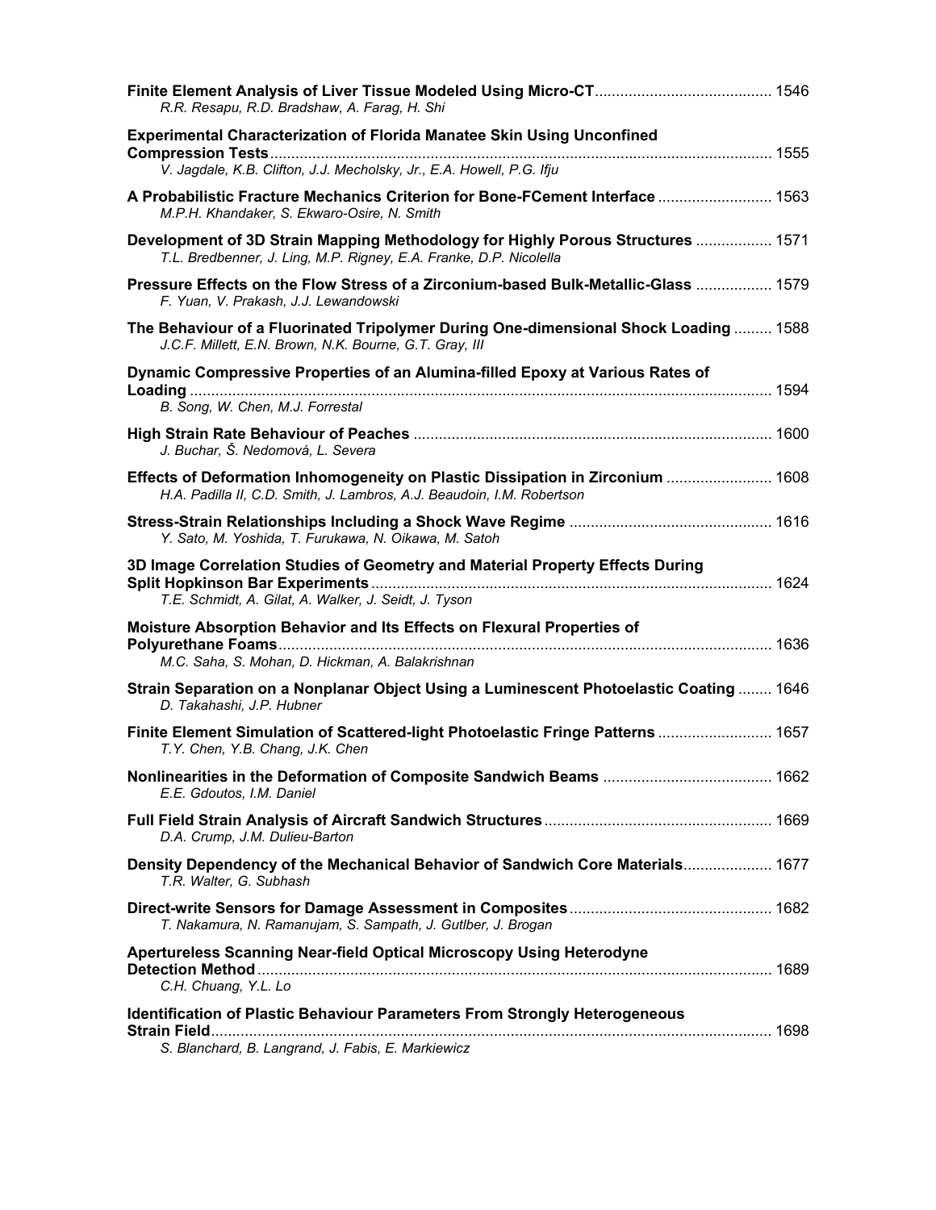**Finite Element Analysis of Liver Tissue Modeled Using Micro-CT** .......................................... 1546
*R.R. Resapu, R.D. Bradshaw, A. Farag, H. Shi*

**Experimental Characterization of Florida Manatee Skin Using Unconfined Compression Tests** .......................................... 1555
*V. Jagdale, K.B. Clifton, J.J. Mecholsky, Jr., E.A. Howell, P.G. Ifju*

**A Probabilistic Fracture Mechanics Criterion for Bone-FCement Interface** .......................................... 1563
*M.P.H. Khandaker, S. Ekwaro-Osire, N. Smith*

**Development of 3D Strain Mapping Methodology for Highly Porous Structures** .......................................... 1571
*T.L. Bredbenner, J. Ling, M.P. Rigney, E.A. Franke, D.P. Nicolella*

**Pressure Effects on the Flow Stress of a Zirconium-based Bulk-Metallic-Glass** .......................................... 1579
*F. Yuan, V. Prakash, J.J. Lewandowski*

**The Behaviour of a Fluorinated Tripolymer During One-dimensional Shock Loading** .......................................... 1588
*J.C.F. Millett, E.N. Brown, N.K. Bourne, G.T. Gray, III*

**Dynamic Compressive Properties of an Alumina-filled Epoxy at Various Rates of Loading** .......................................... 1594
*B. Song, W. Chen, M.J. Forrestal*

**High Strain Rate Behaviour of Peaches** .......................................... 1600
*J. Buchar, Š. Nedomová, L. Severa*

**Effects of Deformation Inhomogeneity on Plastic Dissipation in Zirconium** .......................................... 1608
*H.A. Padilla II, C.D. Smith, J. Lambros, A.J. Beaudoin, I.M. Robertson*

**Stress-Strain Relationships Including a Shock Wave Regime** .......................................... 1616
*Y. Sato, M. Yoshida, T. Furukawa, N. Oikawa, M. Satoh*

**3D Image Correlation Studies of Geometry and Material Property Effects During Split Hopkinson Bar Experiments** .......................................... 1624
*T.E. Schmidt, A. Gilat, A. Walker, J. Seidt, J. Tyson*

**Moisture Absorption Behavior and Its Effects on Flexural Properties of Polyurethane Foams** .......................................... 1636
*M.C. Saha, S. Mohan, D. Hickman, A. Balakrishnan*

**Strain Separation on a Nonplanar Object Using a Luminescent Photoelastic Coating** .......................................... 1646
*D. Takahashi, J.P. Hubner*

**Finite Element Simulation of Scattered-light Photoelastic Fringe Patterns** .......................................... 1657
*T.Y. Chen, Y.B. Chang, J.K. Chen*

**Nonlinearities in the Deformation of Composite Sandwich Beams** .......................................... 1662
*E.E. Gdoutos, I.M. Daniel*

**Full Field Strain Analysis of Aircraft Sandwich Structures** .......................................... 1669
*D.A. Crump, J.M. Dulieu-Barton*

**Density Dependency of the Mechanical Behavior of Sandwich Core Materials** .......................................... 1677
*T.R. Walter, G. Subhash*

**Direct-write Sensors for Damage Assessment in Composites** .......................................... 1682
*T. Nakamura, N. Ramanujam, S. Sampath, J. Gutlber, J. Brogan*

**Apertureless Scanning Near-field Optical Microscopy Using Heterodyne Detection Method** .......................................... 1689
*C.H. Chuang, Y.L. Lo*

**Identification of Plastic Behaviour Parameters From Strongly Heterogeneous Strain Field** .......................................... 1698
*S. Blanchard, B. Langrand, J. Fabis, E. Markiewicz*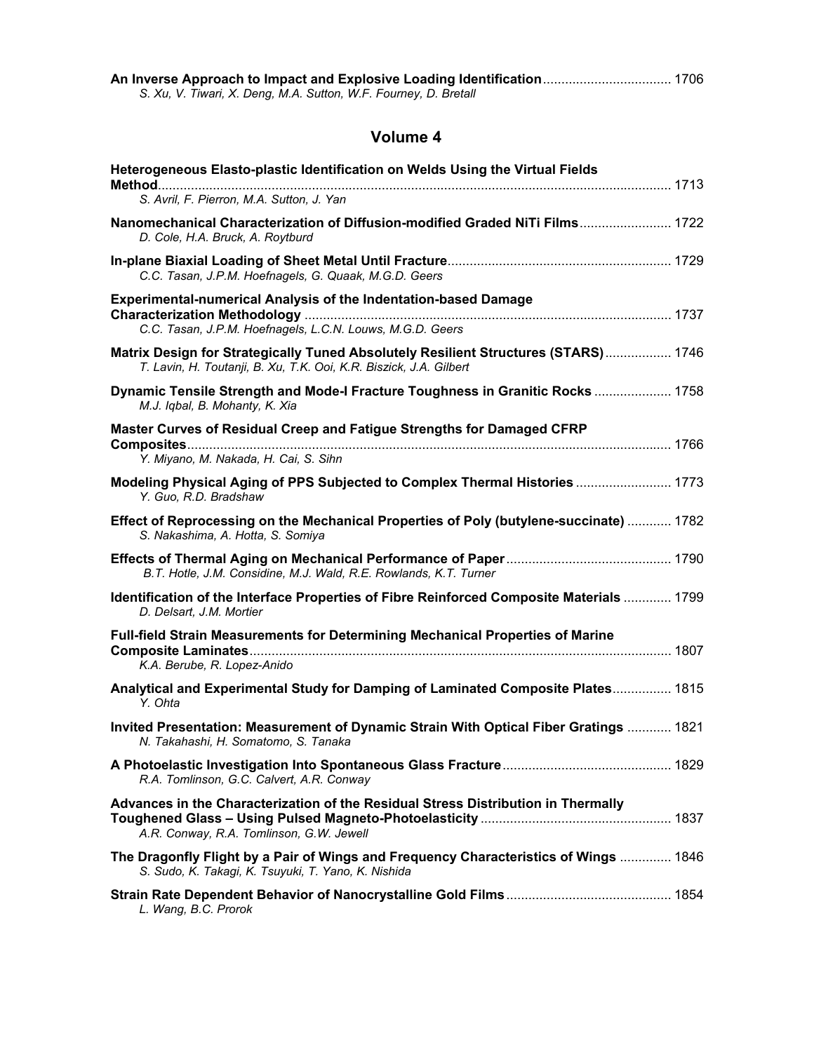**An Inverse Approach to Impact and Explosive Loading Identification** .................................. 1706
*S. Xu, V. Tiwari, X. Deng, M.A. Sutton, W.F. Fourney, D. Bretall*

## Volume 4

**Heterogeneous Elasto-plastic Identification on Welds Using the Virtual Fields Method** .......................................................................................................................... 1713
*S. Avril, F. Pierron, M.A. Sutton, J. Yan*

**Nanomechanical Characterization of Diffusion-modified Graded NiTi Films** ......................... 1722
*D. Cole, H.A. Bruck, A. Roytburd*

**In-plane Biaxial Loading of Sheet Metal Until Fracture** ............................................................ 1729
*C.C. Tasan, J.P.M. Hoefnagels, G. Quaak, M.G.D. Geers*

**Experimental-numerical Analysis of the Indentation-based Damage Characterization Methodology** ................................................................................................... 1737
*C.C. Tasan, J.P.M. Hoefnagels, L.C.N. Louws, M.G.D. Geers*

**Matrix Design for Strategically Tuned Absolutely Resilient Structures (STARS)** ................. 1746
*T. Lavin, H. Toutanji, B. Xu, T.K. Ooi, K.R. Biszick, J.A. Gilbert*

**Dynamic Tensile Strength and Mode-I Fracture Toughness in Granitic Rocks** ..................... 1758
*M.J. Iqbal, B. Mohanty, K. Xia*

**Master Curves of Residual Creep and Fatigue Strengths for Damaged CFRP Composites** ................................................................................................................................... 1766
*Y. Miyano, M. Nakada, H. Cai, S. Sihn*

**Modeling Physical Aging of PPS Subjected to Complex Thermal Histories** .......................... 1773
*Y. Guo, R.D. Bradshaw*

**Effect of Reprocessing on the Mechanical Properties of Poly (butylene-succinate)** ............ 1782
*S. Nakashima, A. Hotta, S. Somiya*

**Effects of Thermal Aging on Mechanical Performance of Paper** ............................................ 1790
*B.T. Hotle, J.M. Considine, M.J. Wald, R.E. Rowlands, K.T. Turner*

**Identification of the Interface Properties of Fibre Reinforced Composite Materials** ............. 1799
*D. Delsart, J.M. Mortier*

**Full-field Strain Measurements for Determining Mechanical Properties of Marine Composite Laminates** .................................................................................................................. 1807
*K.A. Berube, R. Lopez-Anido*

**Analytical and Experimental Study for Damping of Laminated Composite Plates** ................ 1815
*Y. Ohta*

**Invited Presentation: Measurement of Dynamic Strain With Optical Fiber Gratings** ............ 1821
*N. Takahashi, H. Somatomo, S. Tanaka*

**A Photoelastic Investigation Into Spontaneous Glass Fracture** ............................................. 1829
*R.A. Tomlinson, G.C. Calvert, A.R. Conway*

**Advances in the Characterization of the Residual Stress Distribution in Thermally Toughened Glass – Using Pulsed Magneto-Photoelasticity** ................................................... 1837
*A.R. Conway, R.A. Tomlinson, G.W. Jewell*

**The Dragonfly Flight by a Pair of Wings and Frequency Characteristics of Wings** .............. 1846
*S. Sudo, K. Takagi, K. Tsuyuki, T. Yano, K. Nishida*

**Strain Rate Dependent Behavior of Nanocrystalline Gold Films** ............................................ 1854
*L. Wang, B.C. Prorok*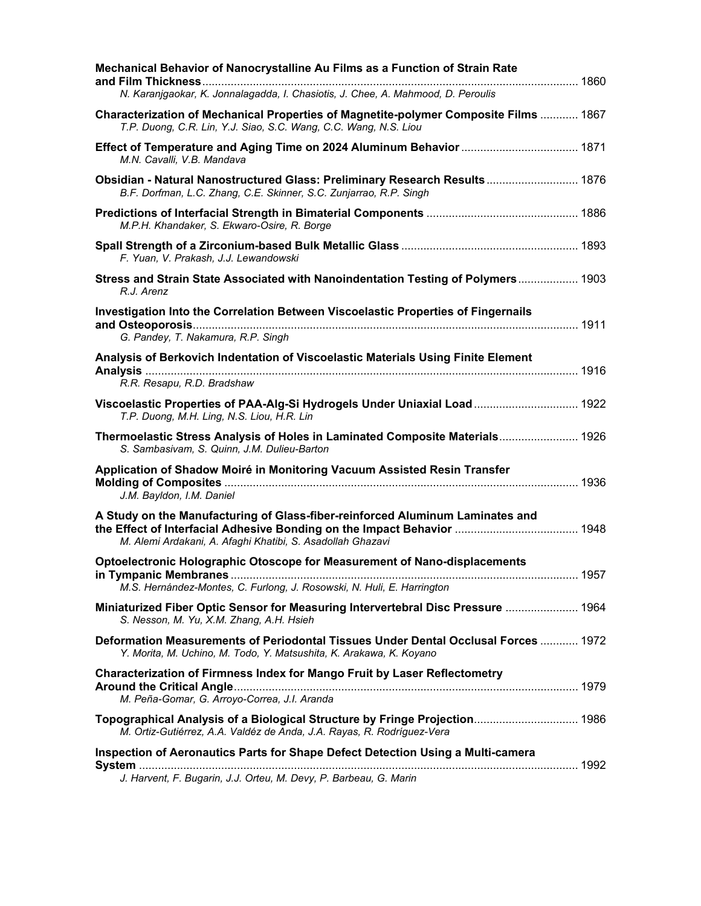**Mechanical Behavior of Nanocrystalline Au Films as a Function of Strain Rate and Film Thickness** ........ 1860
*N. Karanjgaokar, K. Jonnalagadda, I. Chasiotis, J. Chee, A. Mahmood, D. Peroulis*

**Characterization of Mechanical Properties of Magnetite-polymer Composite Films** ........ 1867
*T.P. Duong, C.R. Lin, Y.J. Siao, S.C. Wang, C.C. Wang, N.S. Liou*

**Effect of Temperature and Aging Time on 2024 Aluminum Behavior** ........ 1871
*M.N. Cavalli, V.B. Mandava*

**Obsidian - Natural Nanostructured Glass: Preliminary Research Results** ........ 1876
*B.F. Dorfman, L.C. Zhang, C.E. Skinner, S.C. Zunjarrao, R.P. Singh*

**Predictions of Interfacial Strength in Bimaterial Components** ........ 1886
*M.P.H. Khandaker, S. Ekwaro-Osire, R. Borge*

**Spall Strength of a Zirconium-based Bulk Metallic Glass** ........ 1893
*F. Yuan, V. Prakash, J.J. Lewandowski*

**Stress and Strain State Associated with Nanoindentation Testing of Polymers** ........ 1903
*R.J. Arenz*

**Investigation Into the Correlation Between Viscoelastic Properties of Fingernails and Osteoporosis** ........ 1911
*G. Pandey, T. Nakamura, R.P. Singh*

**Analysis of Berkovich Indentation of Viscoelastic Materials Using Finite Element Analysis** ........ 1916
*R.R. Resapu, R.D. Bradshaw*

**Viscoelastic Properties of PAA-Alg-Si Hydrogels Under Uniaxial Load** ........ 1922
*T.P. Duong, M.H. Ling, N.S. Liou, H.R. Lin*

**Thermoelastic Stress Analysis of Holes in Laminated Composite Materials** ........ 1926
*S. Sambasivam, S. Quinn, J.M. Dulieu-Barton*

**Application of Shadow Moiré in Monitoring Vacuum Assisted Resin Transfer Molding of Composites** ........ 1936
*J.M. Bayldon, I.M. Daniel*

**A Study on the Manufacturing of Glass-fiber-reinforced Aluminum Laminates and the Effect of Interfacial Adhesive Bonding on the Impact Behavior** ........ 1948
*M. Alemi Ardakani, A. Afaghi Khatibi, S. Asadollah Ghazavi*

**Optoelectronic Holographic Otoscope for Measurement of Nano-displacements in Tympanic Membranes** ........ 1957
*M.S. Hernández-Montes, C. Furlong, J. Rosowski, N. Huli, E. Harrington*

**Miniaturized Fiber Optic Sensor for Measuring Intervertebral Disc Pressure** ........ 1964
*S. Nesson, M. Yu, X.M. Zhang, A.H. Hsieh*

**Deformation Measurements of Periodontal Tissues Under Dental Occlusal Forces** ........ 1972
*Y. Morita, M. Uchino, M. Todo, Y. Matsushita, K. Arakawa, K. Koyano*

**Characterization of Firmness Index for Mango Fruit by Laser Reflectometry Around the Critical Angle** ........ 1979
*M. Peña-Gomar, G. Arroyo-Correa, J.I. Aranda*

**Topographical Analysis of a Biological Structure by Fringe Projection** ........ 1986
*M. Ortiz-Gutiérrez, A.A. Valdéz de Anda, J.A. Rayas, R. Rodríguez-Vera*

**Inspection of Aeronautics Parts for Shape Defect Detection Using a Multi-camera System** ........ 1992
*J. Harvent, F. Bugarin, J.J. Orteu, M. Devy, P. Barbeau, G. Marin*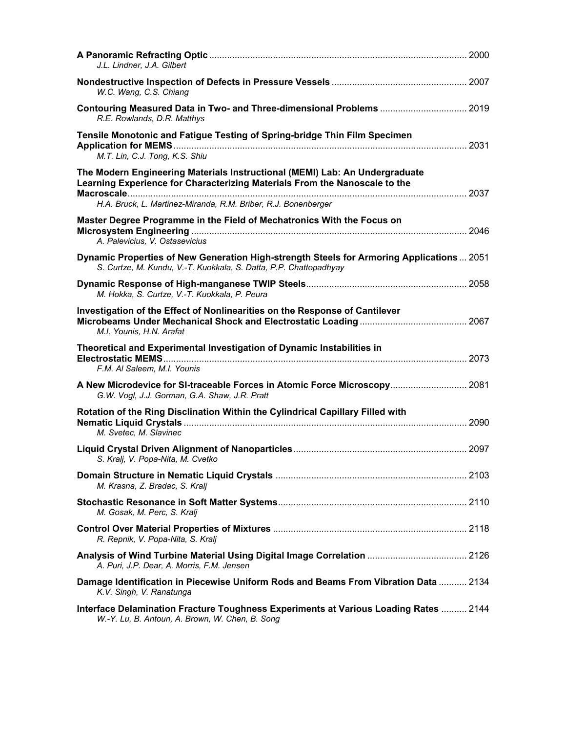**A Panoramic Refracting Optic** ........ 2000
*J.L. Lindner, J.A. Gilbert*

**Nondestructive Inspection of Defects in Pressure Vessels** ........ 2007
*W.C. Wang, C.S. Chiang*

**Contouring Measured Data in Two- and Three-dimensional Problems** ........ 2019
*R.E. Rowlands, D.R. Matthys*

**Tensile Monotonic and Fatigue Testing of Spring-bridge Thin Film Specimen Application for MEMS** ........ 2031
*M.T. Lin, C.J. Tong, K.S. Shiu*

**The Modern Engineering Materials Instructional (MEMI) Lab: An Undergraduate Learning Experience for Characterizing Materials From the Nanoscale to the Macroscale** ........ 2037
*H.A. Bruck, L. Martinez-Miranda, R.M. Briber, R.J. Bonenberger*

**Master Degree Programme in the Field of Mechatronics With the Focus on Microsystem Engineering** ........ 2046
*A. Palevicius, V. Ostasevicius*

**Dynamic Properties of New Generation High-strength Steels for Armoring Applications** ... 2051
*S. Curtze, M. Kundu, V.-T. Kuokkala, S. Datta, P.P. Chattopadhyay*

**Dynamic Response of High-manganese TWIP Steels** ........ 2058
*M. Hokka, S. Curtze, V.-T. Kuokkala, P. Peura*

**Investigation of the Effect of Nonlinearities on the Response of Cantilever Microbeams Under Mechanical Shock and Electrostatic Loading** ........ 2067
*M.I. Younis, H.N. Arafat*

**Theoretical and Experimental Investigation of Dynamic Instabilities in Electrostatic MEMS** ........ 2073
*F.M. Al Saleem, M.I. Younis*

**A New Microdevice for SI-traceable Forces in Atomic Force Microscopy** ........ 2081
*G.W. Vogl, J.J. Gorman, G.A. Shaw, J.R. Pratt*

**Rotation of the Ring Disclination Within the Cylindrical Capillary Filled with Nematic Liquid Crystals** ........ 2090
*M. Svetec, M. Slavinec*

**Liquid Crystal Driven Alignment of Nanoparticles** ........ 2097
*S. Kralj, V. Popa-Nita, M. Cvetko*

**Domain Structure in Nematic Liquid Crystals** ........ 2103
*M. Krasna, Z. Bradac, S. Kralj*

**Stochastic Resonance in Soft Matter Systems** ........ 2110
*M. Gosak, M. Perc, S. Kralj*

**Control Over Material Properties of Mixtures** ........ 2118
*R. Repnik, V. Popa-Nita, S. Kralj*

**Analysis of Wind Turbine Material Using Digital Image Correlation** ........ 2126
*A. Puri, J.P. Dear, A. Morris, F.M. Jensen*

**Damage Identification in Piecewise Uniform Rods and Beams From Vibration Data** ........ 2134
*K.V. Singh, V. Ranatunga*

**Interface Delamination Fracture Toughness Experiments at Various Loading Rates** ........ 2144
*W.-Y. Lu, B. Antoun, A. Brown, W. Chen, B. Song*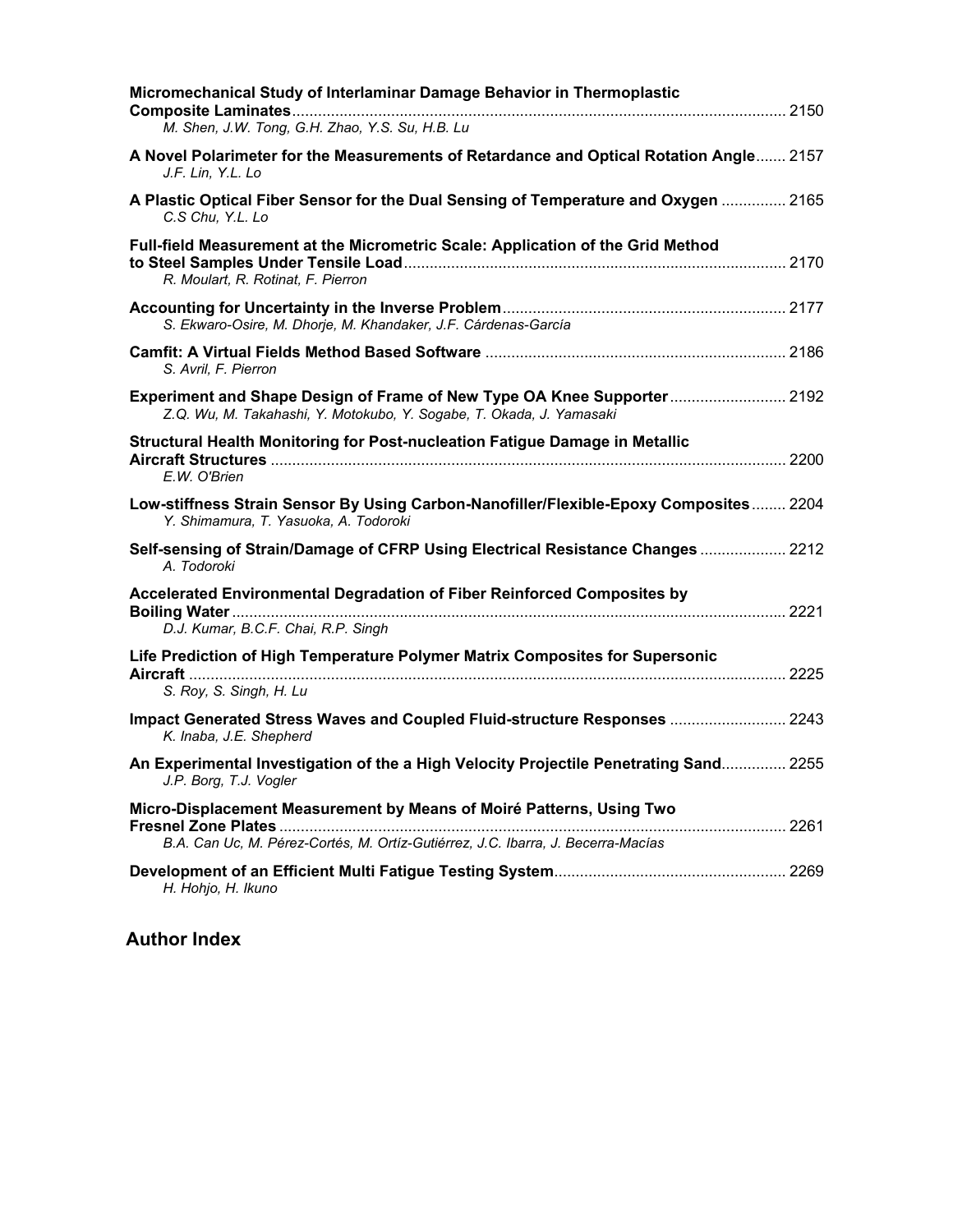**Micromechanical Study of Interlaminar Damage Behavior in Thermoplastic Composite Laminates** .................................................................................................................... 2150
*M. Shen, J.W. Tong, G.H. Zhao, Y.S. Su, H.B. Lu*

**A Novel Polarimeter for the Measurements of Retardance and Optical Rotation Angle** ....... 2157
*J.F. Lin, Y.L. Lo*

**A Plastic Optical Fiber Sensor for the Dual Sensing of Temperature and Oxygen** ............... 2165
*C.S Chu, Y.L. Lo*

**Full-field Measurement at the Micrometric Scale: Application of the Grid Method to Steel Samples Under Tensile Load** ........................................................................................ 2170
*R. Moulart, R. Rotinat, F. Pierron*

**Accounting for Uncertainty in the Inverse Problem** ................................................................. 2177
*S. Ekwaro-Osire, M. Dhorje, M. Khandaker, J.F. Cárdenas-García*

**Camfit: A Virtual Fields Method Based Software** ..................................................................... 2186
*S. Avril, F. Pierron*

**Experiment and Shape Design of Frame of New Type OA Knee Supporter** ........................... 2192
*Z.Q. Wu, M. Takahashi, Y. Motokubo, Y. Sogabe, T. Okada, J. Yamasaki*

**Structural Health Monitoring for Post-nucleation Fatigue Damage in Metallic Aircraft Structures** ....................................................................................................................... 2200
*E.W. O'Brien*

**Low-stiffness Strain Sensor By Using Carbon-Nanofiller/Flexible-Epoxy Composites** ........ 2204
*Y. Shimamura, T. Yasuoka, A. Todoroki*

**Self-sensing of Strain/Damage of CFRP Using Electrical Resistance Changes** .................... 2212
*A. Todoroki*

**Accelerated Environmental Degradation of Fiber Reinforced Composites by Boiling Water** ................................................................................................................................ 2221
*D.J. Kumar, B.C.F. Chai, R.P. Singh*

**Life Prediction of High Temperature Polymer Matrix Composites for Supersonic Aircraft** .......................................................................................................................................... 2225
*S. Roy, S. Singh, H. Lu*

**Impact Generated Stress Waves and Coupled Fluid-structure Responses** ........................... 2243
*K. Inaba, J.E. Shepherd*

**An Experimental Investigation of the a High Velocity Projectile Penetrating Sand** ............... 2255
*J.P. Borg, T.J. Vogler*

**Micro-Displacement Measurement by Means of Moiré Patterns, Using Two Fresnel Zone Plates** ..................................................................................................................... 2261
*B.A. Can Uc, M. Pérez-Cortés, M. Ortíz-Gutiérrez, J.C. Ibarra, J. Becerra-Macías*

**Development of an Efficient Multi Fatigue Testing System** ..................................................... 2269
*H. Hohjo, H. Ikuno*

## Author Index